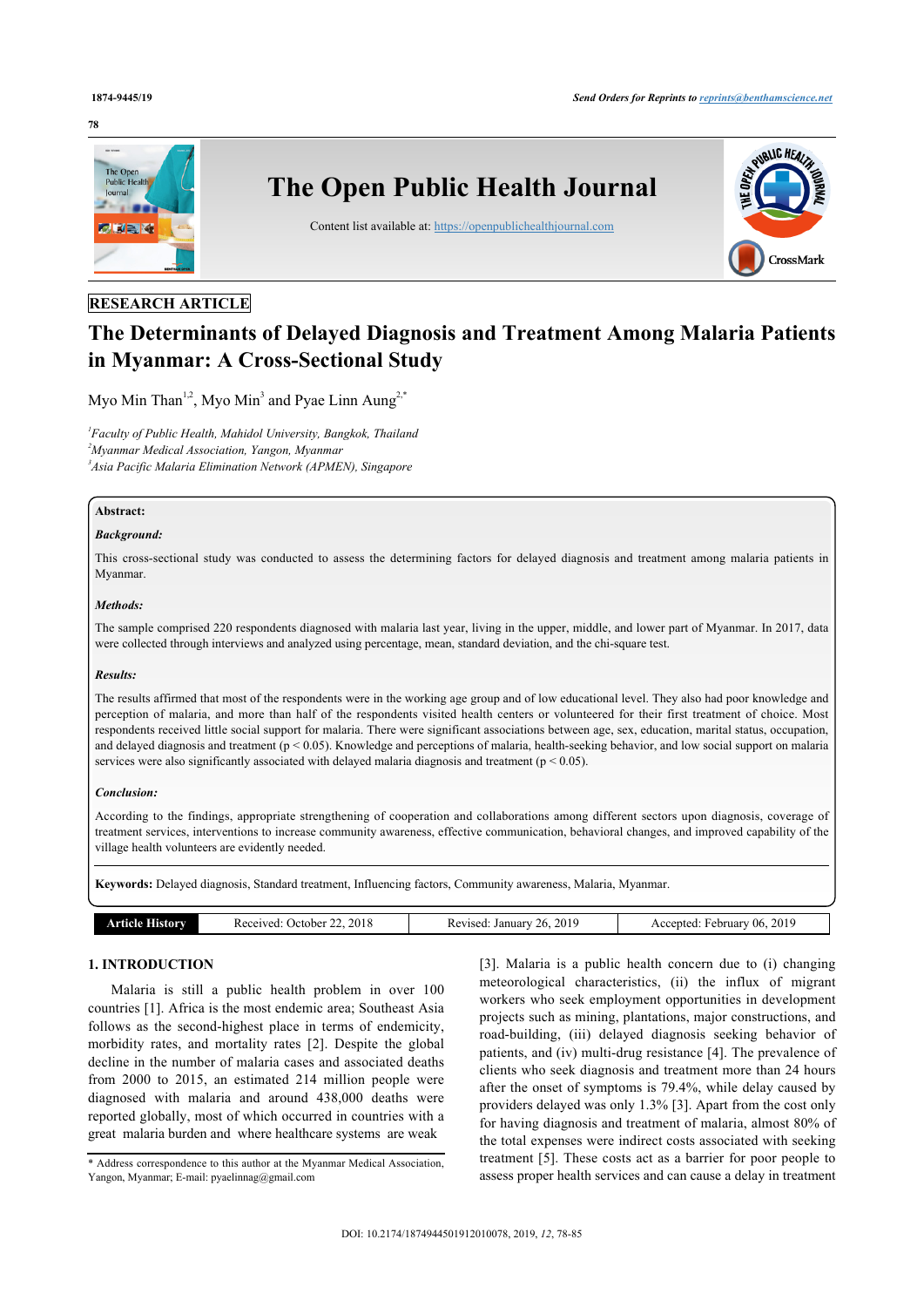RESEARCH ARTICLE

# The Determinants of Delayed Diagnosis and Treatment Among Malaria Patients in Myanmar: A Cross-Sectional Study

Myo Min Than[1,2], Myo Min[3] and Pyae Linn Aung[2,*]

[1]*Faculty of Public Health, Mahidol University, Bangkok, Thailand*
[2]*Myanmar Medical Association, Yangon, Myanmar*
[3]*Asia Pacific Malaria Elimination Network (APMEN), Singapore*

**Abstract:**

***Background:***

This cross-sectional study was conducted to assess the determining factors for delayed diagnosis and treatment among malaria patients in Myanmar.

***Methods:***

The sample comprised 220 respondents diagnosed with malaria last year, living in the upper, middle, and lower part of Myanmar. In 2017, data were collected through interviews and analyzed using percentage, mean, standard deviation, and the chi-square test.

***Results:***

The results affirmed that most of the respondents were in the working age group and of low educational level. They also had poor knowledge and perception of malaria, and more than half of the respondents visited health centers or volunteered for their first treatment of choice. Most respondents received little social support for malaria. There were significant associations between age, sex, education, marital status, occupation, and delayed diagnosis and treatment ($p < 0.05$). Knowledge and perceptions of malaria, health-seeking behavior, and low social support on malaria services were also significantly associated with delayed malaria diagnosis and treatment ($p < 0.05$).

***Conclusion:***

According to the findings, appropriate strengthening of cooperation and collaborations among different sectors upon diagnosis, coverage of treatment services, interventions to increase community awareness, effective communication, behavioral changes, and improved capability of the village health volunteers are evidently needed.

**Keywords:** Delayed diagnosis, Standard treatment, Influencing factors, Community awareness, Malaria, Myanmar.

| Article History | Received: October 22, 2018 | Revised: January 26, 2019 | Accepted: February 06, 2019 |
|---|---|---|---|

## 1. INTRODUCTION

Malaria is still a public health problem in over 100 countries [1]. Africa is the most endemic area; Southeast Asia follows as the second-highest place in terms of endemicity, morbidity rates, and mortality rates [2]. Despite the global decline in the number of malaria cases and associated deaths from 2000 to 2015, an estimated 214 million people were diagnosed with malaria and around 438,000 deaths were reported globally, most of which occurred in countries with a great malaria burden and where healthcare systems are weak [3]. Malaria is a public health concern due to (i) changing meteorological characteristics, (ii) the influx of migrant workers who seek employment opportunities in development projects such as mining, plantations, major constructions, and road-building, (iii) delayed diagnosis seeking behavior of patients, and (iv) multi-drug resistance [4]. The prevalence of clients who seek diagnosis and treatment more than 24 hours after the onset of symptoms is 79.4%, while delay caused by providers delayed was only 1.3% [3]. Apart from the cost only for having diagnosis and treatment of malaria, almost 80% of the total expenses were indirect costs associated with seeking treatment [5]. These costs act as a barrier for poor people to assess proper health services and can cause a delay in treatment

\* Address correspondence to this author at the Myanmar Medical Association, Yangon, Myanmar; E-mail: pyaelinnag@gmail.com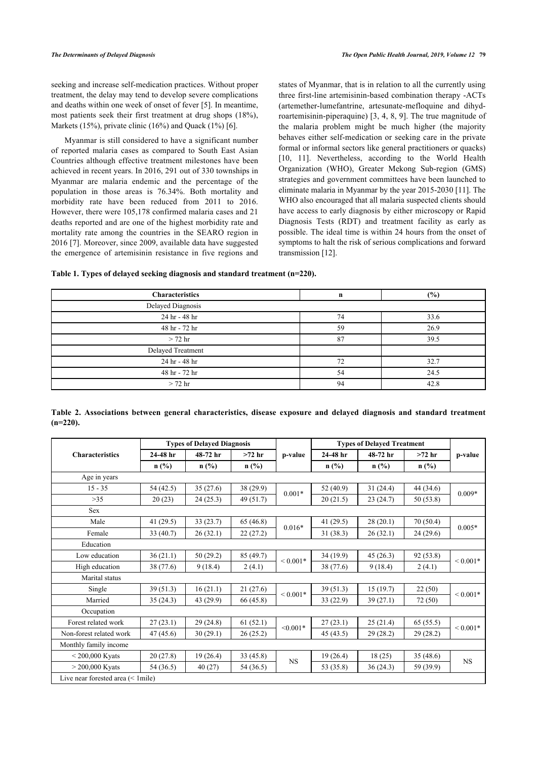seeking and increase self-medication practices. Without proper treatment, the delay may tend to develop severe complications and deaths within one week of onset of fever [5]. In meantime, most patients seek their first treatment at drug shops (18%), Markets (15%), private clinic (16%) and Quack (1%) [6].

Myanmar is still considered to have a significant number of reported malaria cases as compared to South East Asian Countries although effective treatment milestones have been achieved in recent years. In 2016, 291 out of 330 townships in Myanmar are malaria endemic and the percentage of the population in those areas is 76.34%. Both mortality and morbidity rate have been reduced from 2011 to 2016. However, there were 105,178 confirmed malaria cases and 21 deaths reported and are one of the highest morbidity rate and mortality rate among the countries in the SEARO region in 2016 [7]. Moreover, since 2009, available data have suggested the emergence of artemisinin resistance in five regions and states of Myanmar, that is in relation to all the currently using three first-line artemisinin-based combination therapy -ACTs (artemether-lumefantrine, artesunate-mefloquine and dihydroartemisinin-piperaquine) [3, 4, 8, 9]. The true magnitude of the malaria problem might be much higher (the majority behaves either self-medication or seeking care in the private formal or informal sectors like general practitioners or quacks) [10, 11]. Nevertheless, according to the World Health Organization (WHO), Greater Mekong Sub-region (GMS) strategies and government committees have been launched to eliminate malaria in Myanmar by the year 2015-2030 [11]. The WHO also encouraged that all malaria suspected clients should have access to early diagnosis by either microscopy or Rapid Diagnosis Tests (RDT) and treatment facility as early as possible. The ideal time is within 24 hours from the onset of symptoms to halt the risk of serious complications and forward transmission [12].

**Table 1. Types of delayed seeking diagnosis and standard treatment (n=220).**

| Characteristics | n | (%) |
|---|---|---|
| Delayed Diagnosis | | |
| 24 hr - 48 hr | 74 | 33.6 |
| 48 hr - 72 hr | 59 | 26.9 |
| > 72 hr | 87 | 39.5 |
| Delayed Treatment | | |
| 24 hr - 48 hr | 72 | 32.7 |
| 48 hr - 72 hr | 54 | 24.5 |
| > 72 hr | 94 | 42.8 |

**Table 2. Associations between general characteristics, disease exposure and delayed diagnosis and standard treatment (n=220).**

| Characteristics | Types of Delayed Diagnosis | | | p-value | Types of Delayed Treatment | | | p-value |
|---|---|---|---|---|---|---|---|---|
| | 24-48 hr | 48-72 hr | >72 hr | | 24-48 hr | 48-72 hr | >72 hr | |
| | n (%) | n (%) | n (%) | | n (%) | n (%) | n (%) | |
| Age in years | | | | | | | | |
| 15 - 35 | 54 (42.5) | 35 (27.6) | 38 (29.9) | 0.001* | 52 (40.9) | 31 (24.4) | 44 (34.6) | 0.009* |
| >35 | 20 (23) | 24 (25.3) | 49 (51.7) | | 20 (21.5) | 23 (24.7) | 50 (53.8) | |
| Sex | | | | | | | | |
| Male | 41 (29.5) | 33 (23.7) | 65 (46.8) | 0.016* | 41 (29.5) | 28 (20.1) | 70 (50.4) | 0.005* |
| Female | 33 (40.7) | 26 (32.1) | 22 (27.2) | | 31 (38.3) | 26 (32.1) | 24 (29.6) | |
| Education | | | | | | | | |
| Low education | 36 (21.1) | 50 (29.2) | 85 (49.7) | < 0.001* | 34 (19.9) | 45 (26.3) | 92 (53.8) | < 0.001* |
| High education | 38 (77.6) | 9 (18.4) | 2 (4.1) | | 38 (77.6) | 9 (18.4) | 2 (4.1) | |
| Marital status | | | | | | | | |
| Single | 39 (51.3) | 16 (21.1) | 21 (27.6) | < 0.001* | 39 (51.3) | 15 (19.7) | 22 (50) | < 0.001* |
| Married | 35 (24.3) | 43 (29.9) | 66 (45.8) | | 33 (22.9) | 39 (27.1) | 72 (50) | |
| Occupation | | | | | | | | |
| Forest related work | 27 (23.1) | 29 (24.8) | 61 (52.1) | <0.001* | 27 (23.1) | 25 (21.4) | 65 (55.5) | < 0.001* |
| Non-forest related work | 47 (45.6) | 30 (29.1) | 26 (25.2) | | 45 (43.5) | 29 (28.2) | 29 (28.2) | |
| Monthly family income | | | | | | | | |
| < 200,000 Kyats | 20 (27.8) | 19 (26.4) | 33 (45.8) | NS | 19 (26.4) | 18 (25) | 35 (48.6) | NS |
| > 200,000 Kyats | 54 (36.5) | 40 (27) | 54 (36.5) | | 53 (35.8) | 36 (24.3) | 59 (39.9) | |
| Live near forested area (< 1mile) | | | | | | | | |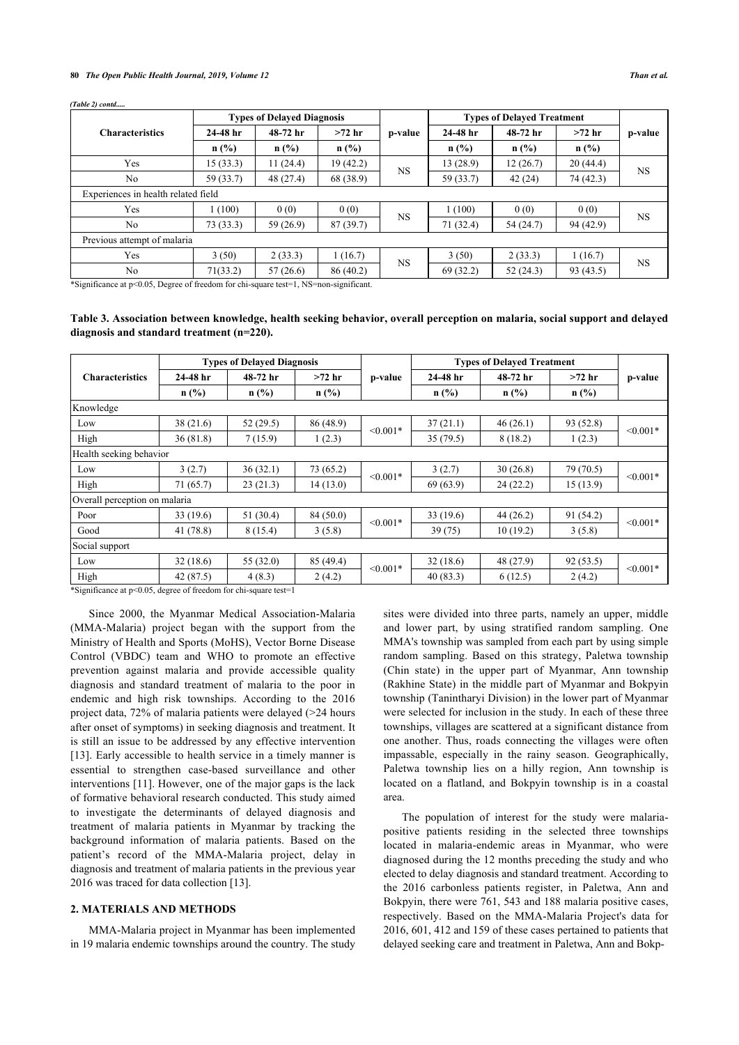*(Table 2) contd.....*

| Characteristics | Types of Delayed Diagnosis | | | p-value | Types of Delayed Treatment | | | p-value |
|---|---|---|---|---|---|---|---|---|
| | 24-48 hr | 48-72 hr | >72 hr | | 24-48 hr | 48-72 hr | >72 hr | |
| | n (%) | n (%) | n (%) | | n (%) | n (%) | n (%) | |
| Yes | 15 (33.3) | 11 (24.4) | 19 (42.2) | NS | 13 (28.9) | 12 (26.7) | 20 (44.4) | NS |
| No | 59 (33.7) | 48 (27.4) | 68 (38.9) | | 59 (33.7) | 42 (24) | 74 (42.3) | |
| Experiences in health related field | | | | | | | | |
| Yes | 1 (100) | 0 (0) | 0 (0) | NS | 1 (100) | 0 (0) | 0 (0) | NS |
| No | 73 (33.3) | 59 (26.9) | 87 (39.7) | | 71 (32.4) | 54 (24.7) | 94 (42.9) | |
| Previous attempt of malaria | | | | | | | | |
| Yes | 3 (50) | 2 (33.3) | 1 (16.7) | NS | 3 (50) | 2 (33.3) | 1 (16.7) | NS |
| No | 71(33.2) | 57 (26.6) | 86 (40.2) | | 69 (32.2) | 52 (24.3) | 93 (43.5) | |

*Significance at p<0.05, Degree of freedom for chi-square test=1, NS=non-significant.

**Table 3. Association between knowledge, health seeking behavior, overall perception on malaria, social support and delayed diagnosis and standard treatment (n=220).**

| Characteristics | Types of Delayed Diagnosis | | | p-value | Types of Delayed Treatment | | | p-value |
|---|---|---|---|---|---|---|---|---|
| | 24-48 hr | 48-72 hr | >72 hr | | 24-48 hr | 48-72 hr | >72 hr | |
| | n (%) | n (%) | n (%) | | n (%) | n (%) | n (%) | |
| Knowledge | | | | | | | | |
| Low | 38 (21.6) | 52 (29.5) | 86 (48.9) | <0.001* | 37 (21.1) | 46 (26.1) | 93 (52.8) | <0.001* |
| High | 36 (81.8) | 7 (15.9) | 1 (2.3) | | 35 (79.5) | 8 (18.2) | 1 (2.3) | |
| Health seeking behavior | | | | | | | | |
| Low | 3 (2.7) | 36 (32.1) | 73 (65.2) | <0.001* | 3 (2.7) | 30 (26.8) | 79 (70.5) | <0.001* |
| High | 71 (65.7) | 23 (21.3) | 14 (13.0) | | 69 (63.9) | 24 (22.2) | 15 (13.9) | |
| Overall perception on malaria | | | | | | | | |
| Poor | 33 (19.6) | 51 (30.4) | 84 (50.0) | <0.001* | 33 (19.6) | 44 (26.2) | 91 (54.2) | <0.001* |
| Good | 41 (78.8) | 8 (15.4) | 3 (5.8) | | 39 (75) | 10 (19.2) | 3 (5.8) | |
| Social support | | | | | | | | |
| Low | 32 (18.6) | 55 (32.0) | 85 (49.4) | <0.001* | 32 (18.6) | 48 (27.9) | 92 (53.5) | <0.001* |
| High | 42 (87.5) | 4 (8.3) | 2 (4.2) | | 40 (83.3) | 6 (12.5) | 2 (4.2) | |

*Significance at p<0.05, degree of freedom for chi-square test=1

Since 2000, the Myanmar Medical Association-Malaria (MMA-Malaria) project began with the support from the Ministry of Health and Sports (MoHS), Vector Borne Disease Control (VBDC) team and WHO to promote an effective prevention against malaria and provide accessible quality diagnosis and standard treatment of malaria to the poor in endemic and high risk townships. According to the 2016 project data, 72% of malaria patients were delayed (>24 hours after onset of symptoms) in seeking diagnosis and treatment. It is still an issue to be addressed by any effective intervention [13]. Early accessible to health service in a timely manner is essential to strengthen case-based surveillance and other interventions [11]. However, one of the major gaps is the lack of formative behavioral research conducted. This study aimed to investigate the determinants of delayed diagnosis and treatment of malaria patients in Myanmar by tracking the background information of malaria patients. Based on the patient's record of the MMA-Malaria project, delay in diagnosis and treatment of malaria patients in the previous year 2016 was traced for data collection [13].

## 2. MATERIALS AND METHODS

MMA-Malaria project in Myanmar has been implemented in 19 malaria endemic townships around the country. The study sites were divided into three parts, namely an upper, middle and lower part, by using stratified random sampling. One MMA's township was sampled from each part by using simple random sampling. Based on this strategy, Paletwa township (Chin state) in the upper part of Myanmar, Ann township (Rakhine State) in the middle part of Myanmar and Bokpyin township (Tanintharyi Division) in the lower part of Myanmar were selected for inclusion in the study. In each of these three townships, villages are scattered at a significant distance from one another. Thus, roads connecting the villages were often impassable, especially in the rainy season. Geographically, Paletwa township lies on a hilly region, Ann township is located on a flatland, and Bokpyin township is in a coastal area.

The population of interest for the study were malaria-positive patients residing in the selected three townships located in malaria-endemic areas in Myanmar, who were diagnosed during the 12 months preceding the study and who elected to delay diagnosis and standard treatment. According to the 2016 carbonless patients register, in Paletwa, Ann and Bokpyin, there were 761, 543 and 188 malaria positive cases, respectively. Based on the MMA-Malaria Project's data for 2016, 601, 412 and 159 of these cases pertained to patients that delayed seeking care and treatment in Paletwa, Ann and Bokp-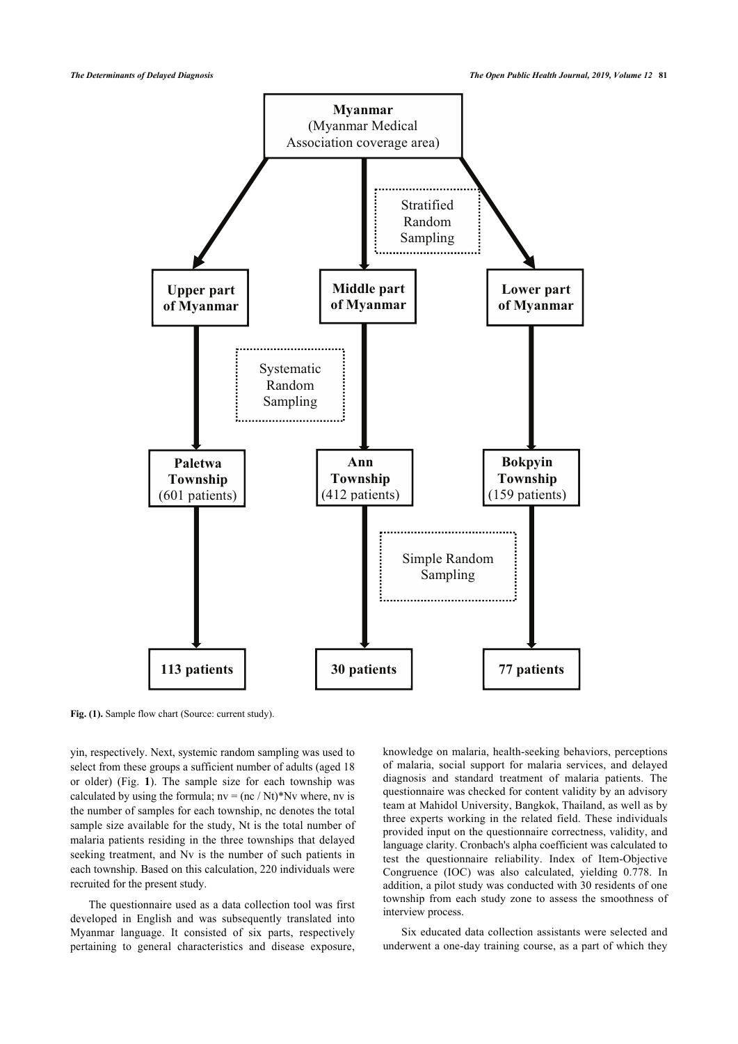Myanmar
(Myanmar Medical Association coverage area)

Stratified Random Sampling

| Upper part of Myanmar | Middle part of Myanmar | Lower part of Myanmar |
| --- | --- | --- |
| Systematic Random Sampling | | |
| Paletwa Township (601 patients) | Ann Township (412 patients) | Bokpyin Township (159 patients) |
| Simple Random Sampling | | |
| 113 patients | 30 patients | 77 patients |

**Fig. (1).** Sample flow chart (Source: current study).

yin, respectively. Next, systemic random sampling was used to select from these groups a sufficient number of adults (aged 18 or older) (Fig. **1**). The sample size for each township was calculated by using the formula; nv = (nc / Nt)*Nv where, nv is the number of samples for each township, nc denotes the total sample size available for the study, Nt is the total number of malaria patients residing in the three townships that delayed seeking treatment, and Nv is the number of such patients in each township. Based on this calculation, 220 individuals were recruited for the present study.

The questionnaire used as a data collection tool was first developed in English and was subsequently translated into Myanmar language. It consisted of six parts, respectively pertaining to general characteristics and disease exposure, knowledge on malaria, health-seeking behaviors, perceptions of malaria, social support for malaria services, and delayed diagnosis and standard treatment of malaria patients. The questionnaire was checked for content validity by an advisory team at Mahidol University, Bangkok, Thailand, as well as by three experts working in the related field. These individuals provided input on the questionnaire correctness, validity, and language clarity. Cronbach's alpha coefficient was calculated to test the questionnaire reliability. Index of Item-Objective Congruence (IOC) was also calculated, yielding 0.778. In addition, a pilot study was conducted with 30 residents of one township from each study zone to assess the smoothness of interview process.

Six educated data collection assistants were selected and underwent a one-day training course, as a part of which they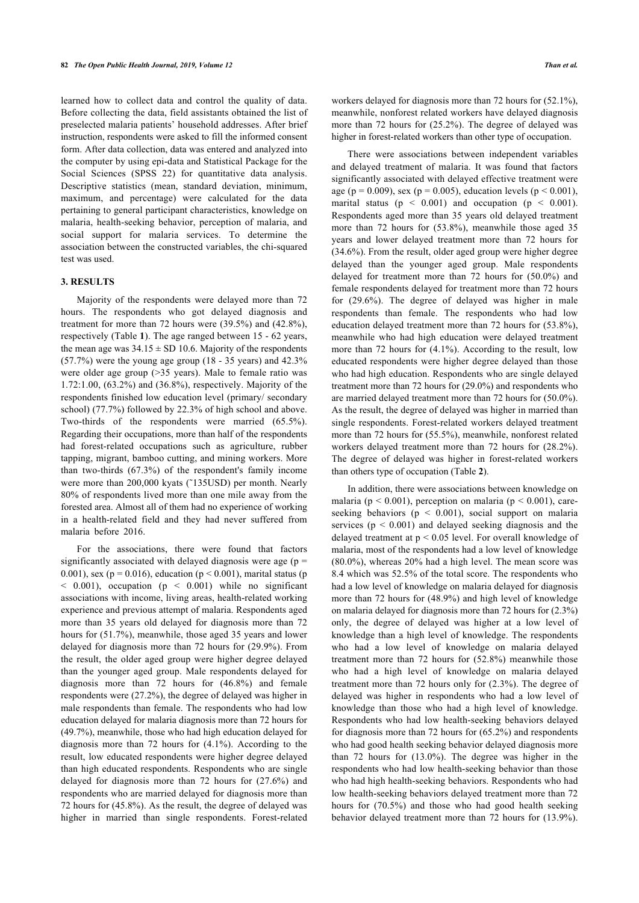learned how to collect data and control the quality of data. Before collecting the data, field assistants obtained the list of preselected malaria patients' household addresses. After brief instruction, respondents were asked to fill the informed consent form. After data collection, data was entered and analyzed into the computer by using epi-data and Statistical Package for the Social Sciences (SPSS 22) for quantitative data analysis. Descriptive statistics (mean, standard deviation, minimum, maximum, and percentage) were calculated for the data pertaining to general participant characteristics, knowledge on malaria, health-seeking behavior, perception of malaria, and social support for malaria services. To determine the association between the constructed variables, the chi-squared test was used.

## 3. RESULTS

Majority of the respondents were delayed more than 72 hours. The respondents who got delayed diagnosis and treatment for more than 72 hours were (39.5%) and (42.8%), respectively (Table **1**). The age ranged between 15 - 62 years, the mean age was 34.15 ± SD 10.6. Majority of the respondents (57.7%) were the young age group (18 - 35 years) and 42.3% were older age group (>35 years). Male to female ratio was 1.72:1.00, (63.2%) and (36.8%), respectively. Majority of the respondents finished low education level (primary/ secondary school) (77.7%) followed by 22.3% of high school and above. Two-thirds of the respondents were married (65.5%). Regarding their occupations, more than half of the respondents had forest-related occupations such as agriculture, rubber tapping, migrant, bamboo cutting, and mining workers. More than two-thirds (67.3%) of the respondent's family income were more than 200,000 kyats (˜135USD) per month. Nearly 80% of respondents lived more than one mile away from the forested area. Almost all of them had no experience of working in a health-related field and they had never suffered from malaria before 2016.

For the associations, there were found that factors significantly associated with delayed diagnosis were age ($p = 0.001$), sex ($p = 0.016$), education ($p < 0.001$), marital status ($p < 0.001$), occupation ($p < 0.001$) while no significant associations with income, living areas, health-related working experience and previous attempt of malaria. Respondents aged more than 35 years old delayed for diagnosis more than 72 hours for (51.7%), meanwhile, those aged 35 years and lower delayed for diagnosis more than 72 hours for (29.9%). From the result, the older aged group were higher degree delayed than the younger aged group. Male respondents delayed for diagnosis more than 72 hours for (46.8%) and female respondents were (27.2%), the degree of delayed was higher in male respondents than female. The respondents who had low education delayed for malaria diagnosis more than 72 hours for (49.7%), meanwhile, those who had high education delayed for diagnosis more than 72 hours for (4.1%). According to the result, low educated respondents were higher degree delayed than high educated respondents. Respondents who are single delayed for diagnosis more than 72 hours for (27.6%) and respondents who are married delayed for diagnosis more than 72 hours for (45.8%). As the result, the degree of delayed was higher in married than single respondents. Forest-related workers delayed for diagnosis more than 72 hours for (52.1%), meanwhile, nonforest related workers have delayed diagnosis more than 72 hours for (25.2%). The degree of delayed was higher in forest-related workers than other type of occupation.

There were associations between independent variables and delayed treatment of malaria. It was found that factors significantly associated with delayed effective treatment were age ($p = 0.009$), sex ($p = 0.005$), education levels ($p < 0.001$), marital status ($p < 0.001$) and occupation ($p < 0.001$). Respondents aged more than 35 years old delayed treatment more than 72 hours for (53.8%), meanwhile those aged 35 years and lower delayed treatment more than 72 hours for (34.6%). From the result, older aged group were higher degree delayed than the younger aged group. Male respondents delayed for treatment more than 72 hours for (50.0%) and female respondents delayed for treatment more than 72 hours for (29.6%). The degree of delayed was higher in male respondents than female. The respondents who had low education delayed treatment more than 72 hours for (53.8%), meanwhile who had high education were delayed treatment more than 72 hours for (4.1%). According to the result, low educated respondents were higher degree delayed than those who had high education. Respondents who are single delayed treatment more than 72 hours for (29.0%) and respondents who are married delayed treatment more than 72 hours for (50.0%). As the result, the degree of delayed was higher in married than single respondents. Forest-related workers delayed treatment more than 72 hours for (55.5%), meanwhile, nonforest related workers delayed treatment more than 72 hours for (28.2%). The degree of delayed was higher in forest-related workers than others type of occupation (Table **2**).

In addition, there were associations between knowledge on malaria ($p < 0.001$), perception on malaria ($p < 0.001$), care-seeking behaviors ($p < 0.001$), social support on malaria services ($p < 0.001$) and delayed seeking diagnosis and the delayed treatment at $p < 0.05$ level. For overall knowledge of malaria, most of the respondents had a low level of knowledge (80.0%), whereas 20% had a high level. The mean score was 8.4 which was 52.5% of the total score. The respondents who had a low level of knowledge on malaria delayed for diagnosis more than 72 hours for (48.9%) and high level of knowledge on malaria delayed for diagnosis more than 72 hours for (2.3%) only, the degree of delayed was higher at a low level of knowledge than a high level of knowledge. The respondents who had a low level of knowledge on malaria delayed treatment more than 72 hours for (52.8%) meanwhile those who had a high level of knowledge on malaria delayed treatment more than 72 hours only for (2.3%). The degree of delayed was higher in respondents who had a low level of knowledge than those who had a high level of knowledge. Respondents who had low health-seeking behaviors delayed for diagnosis more than 72 hours for (65.2%) and respondents who had good health seeking behavior delayed diagnosis more than 72 hours for (13.0%). The degree was higher in the respondents who had low health-seeking behavior than those who had high health-seeking behaviors. Respondents who had low health-seeking behaviors delayed treatment more than 72 hours for (70.5%) and those who had good health seeking behavior delayed treatment more than 72 hours for (13.9%).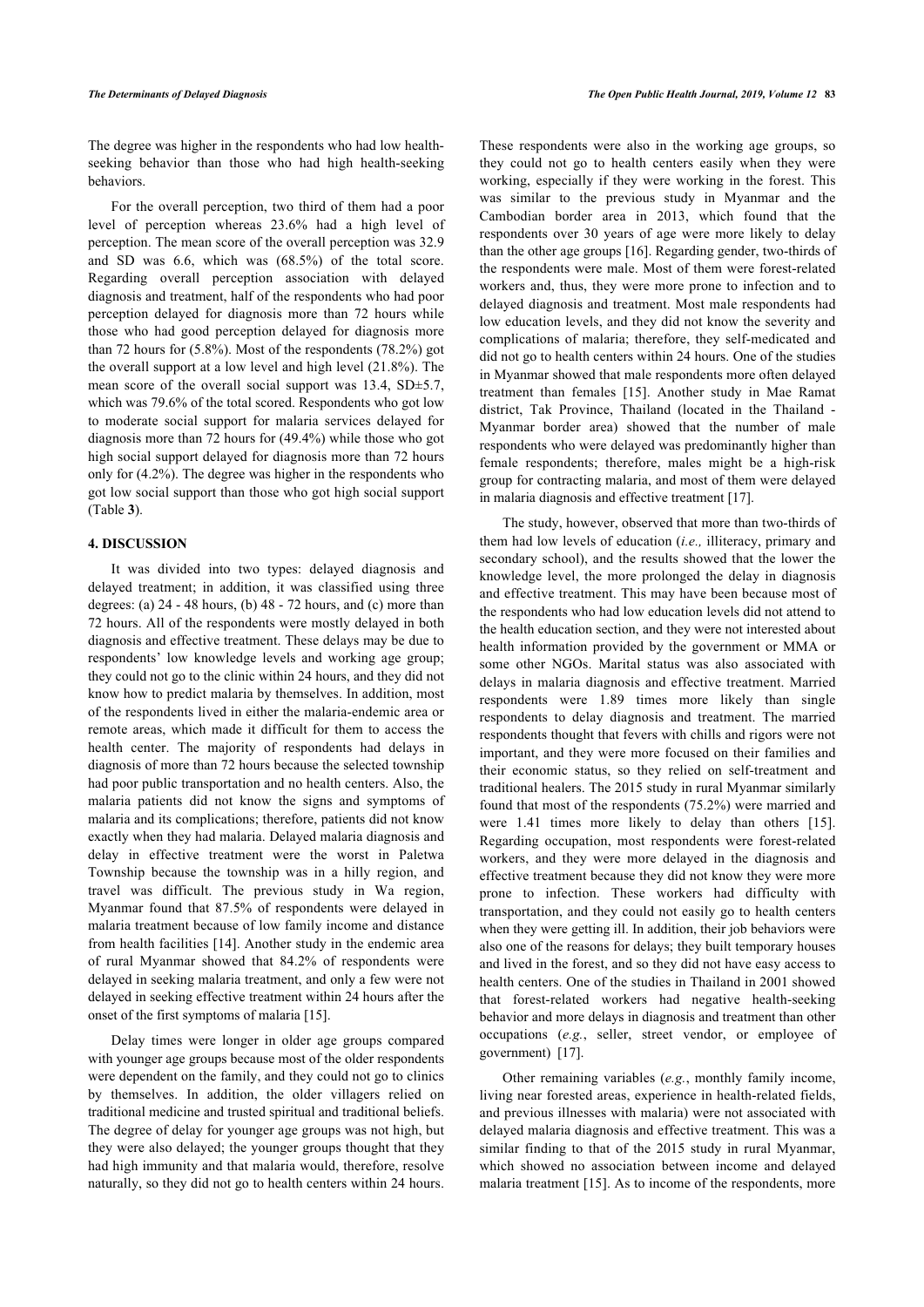The degree was higher in the respondents who had low health-seeking behavior than those who had high health-seeking behaviors.

For the overall perception, two third of them had a poor level of perception whereas 23.6% had a high level of perception. The mean score of the overall perception was 32.9 and SD was 6.6, which was (68.5%) of the total score. Regarding overall perception association with delayed diagnosis and treatment, half of the respondents who had poor perception delayed for diagnosis more than 72 hours while those who had good perception delayed for diagnosis more than 72 hours for (5.8%). Most of the respondents (78.2%) got the overall support at a low level and high level (21.8%). The mean score of the overall social support was 13.4, SD±5.7, which was 79.6% of the total scored. Respondents who got low to moderate social support for malaria services delayed for diagnosis more than 72 hours for (49.4%) while those who got high social support delayed for diagnosis more than 72 hours only for (4.2%). The degree was higher in the respondents who got low social support than those who got high social support (Table **3**).

## 4. DISCUSSION

It was divided into two types: delayed diagnosis and delayed treatment; in addition, it was classified using three degrees: (a) 24 - 48 hours, (b) 48 - 72 hours, and (c) more than 72 hours. All of the respondents were mostly delayed in both diagnosis and effective treatment. These delays may be due to respondents' low knowledge levels and working age group; they could not go to the clinic within 24 hours, and they did not know how to predict malaria by themselves. In addition, most of the respondents lived in either the malaria-endemic area or remote areas, which made it difficult for them to access the health center. The majority of respondents had delays in diagnosis of more than 72 hours because the selected township had poor public transportation and no health centers. Also, the malaria patients did not know the signs and symptoms of malaria and its complications; therefore, patients did not know exactly when they had malaria. Delayed malaria diagnosis and delay in effective treatment were the worst in Paletwa Township because the township was in a hilly region, and travel was difficult. The previous study in Wa region, Myanmar found that 87.5% of respondents were delayed in malaria treatment because of low family income and distance from health facilities [14]. Another study in the endemic area of rural Myanmar showed that 84.2% of respondents were delayed in seeking malaria treatment, and only a few were not delayed in seeking effective treatment within 24 hours after the onset of the first symptoms of malaria [15].

Delay times were longer in older age groups compared with younger age groups because most of the older respondents were dependent on the family, and they could not go to clinics by themselves. In addition, the older villagers relied on traditional medicine and trusted spiritual and traditional beliefs. The degree of delay for younger age groups was not high, but they were also delayed; the younger groups thought that they had high immunity and that malaria would, therefore, resolve naturally, so they did not go to health centers within 24 hours. These respondents were also in the working age groups, so they could not go to health centers easily when they were working, especially if they were working in the forest. This was similar to the previous study in Myanmar and the Cambodian border area in 2013, which found that the respondents over 30 years of age were more likely to delay than the other age groups [16]. Regarding gender, two-thirds of the respondents were male. Most of them were forest-related workers and, thus, they were more prone to infection and to delayed diagnosis and treatment. Most male respondents had low education levels, and they did not know the severity and complications of malaria; therefore, they self-medicated and did not go to health centers within 24 hours. One of the studies in Myanmar showed that male respondents more often delayed treatment than females [15]. Another study in Mae Ramat district, Tak Province, Thailand (located in the Thailand - Myanmar border area) showed that the number of male respondents who were delayed was predominantly higher than female respondents; therefore, males might be a high-risk group for contracting malaria, and most of them were delayed in malaria diagnosis and effective treatment [17].

The study, however, observed that more than two-thirds of them had low levels of education (*i.e.,* illiteracy, primary and secondary school), and the results showed that the lower the knowledge level, the more prolonged the delay in diagnosis and effective treatment. This may have been because most of the respondents who had low education levels did not attend to the health education section, and they were not interested about health information provided by the government or MMA or some other NGOs. Marital status was also associated with delays in malaria diagnosis and effective treatment. Married respondents were 1.89 times more likely than single respondents to delay diagnosis and treatment. The married respondents thought that fevers with chills and rigors were not important, and they were more focused on their families and their economic status, so they relied on self-treatment and traditional healers. The 2015 study in rural Myanmar similarly found that most of the respondents (75.2%) were married and were 1.41 times more likely to delay than others [15]. Regarding occupation, most respondents were forest-related workers, and they were more delayed in the diagnosis and effective treatment because they did not know they were more prone to infection. These workers had difficulty with transportation, and they could not easily go to health centers when they were getting ill. In addition, their job behaviors were also one of the reasons for delays; they built temporary houses and lived in the forest, and so they did not have easy access to health centers. One of the studies in Thailand in 2001 showed that forest-related workers had negative health-seeking behavior and more delays in diagnosis and treatment than other occupations (*e.g.*, seller, street vendor, or employee of government) [17].

Other remaining variables (*e.g.*, monthly family income, living near forested areas, experience in health-related fields, and previous illnesses with malaria) were not associated with delayed malaria diagnosis and effective treatment. This was a similar finding to that of the 2015 study in rural Myanmar, which showed no association between income and delayed malaria treatment [15]. As to income of the respondents, more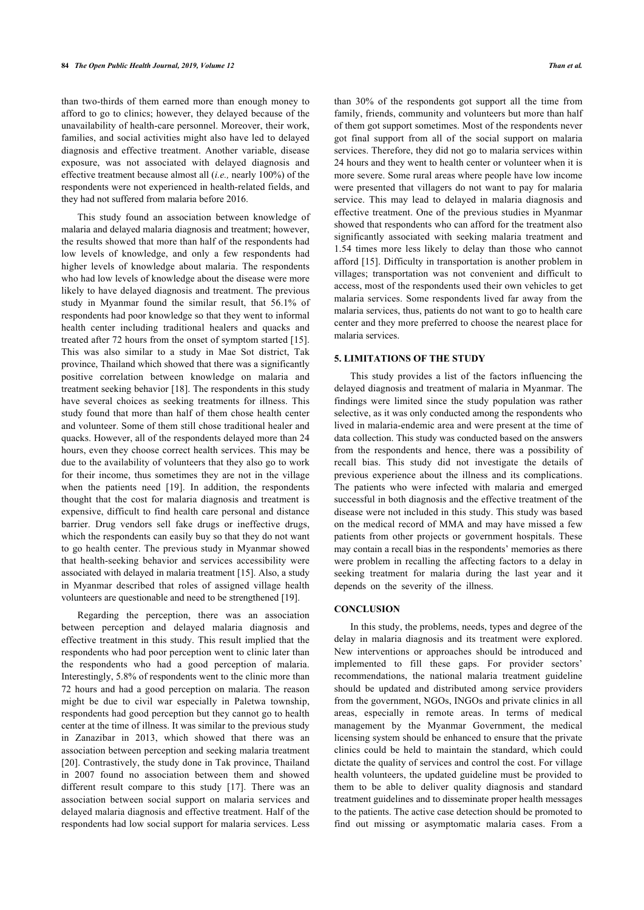than two-thirds of them earned more than enough money to afford to go to clinics; however, they delayed because of the unavailability of health-care personnel. Moreover, their work, families, and social activities might also have led to delayed diagnosis and effective treatment. Another variable, disease exposure, was not associated with delayed diagnosis and effective treatment because almost all (*i.e.,* nearly 100%) of the respondents were not experienced in health-related fields, and they had not suffered from malaria before 2016.

This study found an association between knowledge of malaria and delayed malaria diagnosis and treatment; however, the results showed that more than half of the respondents had low levels of knowledge, and only a few respondents had higher levels of knowledge about malaria. The respondents who had low levels of knowledge about the disease were more likely to have delayed diagnosis and treatment. The previous study in Myanmar found the similar result, that 56.1% of respondents had poor knowledge so that they went to informal health center including traditional healers and quacks and treated after 72 hours from the onset of symptom started [15]. This was also similar to a study in Mae Sot district, Tak province, Thailand which showed that there was a significantly positive correlation between knowledge on malaria and treatment seeking behavior [18]. The respondents in this study have several choices as seeking treatments for illness. This study found that more than half of them chose health center and volunteer. Some of them still chose traditional healer and quacks. However, all of the respondents delayed more than 24 hours, even they choose correct health services. This may be due to the availability of volunteers that they also go to work for their income, thus sometimes they are not in the village when the patients need [19]. In addition, the respondents thought that the cost for malaria diagnosis and treatment is expensive, difficult to find health care personal and distance barrier. Drug vendors sell fake drugs or ineffective drugs, which the respondents can easily buy so that they do not want to go health center. The previous study in Myanmar showed that health-seeking behavior and services accessibility were associated with delayed in malaria treatment [15]. Also, a study in Myanmar described that roles of assigned village health volunteers are questionable and need to be strengthened [19].

Regarding the perception, there was an association between perception and delayed malaria diagnosis and effective treatment in this study. This result implied that the respondents who had poor perception went to clinic later than the respondents who had a good perception of malaria. Interestingly, 5.8% of respondents went to the clinic more than 72 hours and had a good perception on malaria. The reason might be due to civil war especially in Paletwa township, respondents had good perception but they cannot go to health center at the time of illness. It was similar to the previous study in Zanazibar in 2013, which showed that there was an association between perception and seeking malaria treatment [20]. Contrastively, the study done in Tak province, Thailand in 2007 found no association between them and showed different result compare to this study [17]. There was an association between social support on malaria services and delayed malaria diagnosis and effective treatment. Half of the respondents had low social support for malaria services. Less than 30% of the respondents got support all the time from family, friends, community and volunteers but more than half of them got support sometimes. Most of the respondents never got final support from all of the social support on malaria services. Therefore, they did not go to malaria services within 24 hours and they went to health center or volunteer when it is more severe. Some rural areas where people have low income were presented that villagers do not want to pay for malaria service. This may lead to delayed in malaria diagnosis and effective treatment. One of the previous studies in Myanmar showed that respondents who can afford for the treatment also significantly associated with seeking malaria treatment and 1.54 times more less likely to delay than those who cannot afford [15]. Difficulty in transportation is another problem in villages; transportation was not convenient and difficult to access, most of the respondents used their own vehicles to get malaria services. Some respondents lived far away from the malaria services, thus, patients do not want to go to health care center and they more preferred to choose the nearest place for malaria services.

## 5. LIMITATIONS OF THE STUDY

This study provides a list of the factors influencing the delayed diagnosis and treatment of malaria in Myanmar. The findings were limited since the study population was rather selective, as it was only conducted among the respondents who lived in malaria-endemic area and were present at the time of data collection. This study was conducted based on the answers from the respondents and hence, there was a possibility of recall bias. This study did not investigate the details of previous experience about the illness and its complications. The patients who were infected with malaria and emerged successful in both diagnosis and the effective treatment of the disease were not included in this study. This study was based on the medical record of MMA and may have missed a few patients from other projects or government hospitals. These may contain a recall bias in the respondents' memories as there were problem in recalling the affecting factors to a delay in seeking treatment for malaria during the last year and it depends on the severity of the illness.

## CONCLUSION

In this study, the problems, needs, types and degree of the delay in malaria diagnosis and its treatment were explored. New interventions or approaches should be introduced and implemented to fill these gaps. For provider sectors' recommendations, the national malaria treatment guideline should be updated and distributed among service providers from the government, NGOs, INGOs and private clinics in all areas, especially in remote areas. In terms of medical management by the Myanmar Government, the medical licensing system should be enhanced to ensure that the private clinics could be held to maintain the standard, which could dictate the quality of services and control the cost. For village health volunteers, the updated guideline must be provided to them to be able to deliver quality diagnosis and standard treatment guidelines and to disseminate proper health messages to the patients. The active case detection should be promoted to find out missing or asymptomatic malaria cases. From a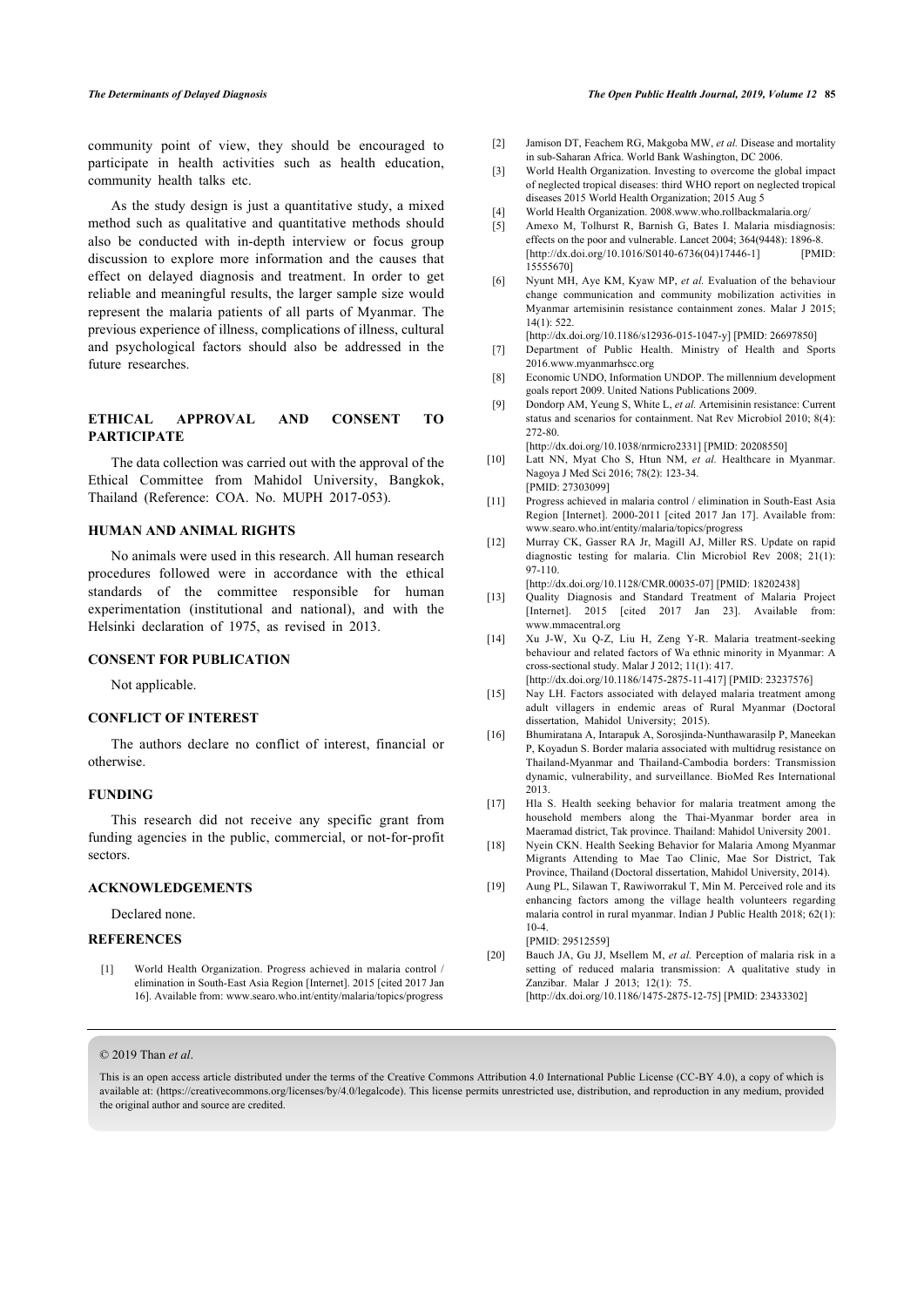community point of view, they should be encouraged to participate in health activities such as health education, community health talks etc.

As the study design is just a quantitative study, a mixed method such as qualitative and quantitative methods should also be conducted with in-depth interview or focus group discussion to explore more information and the causes that effect on delayed diagnosis and treatment. In order to get reliable and meaningful results, the larger sample size would represent the malaria patients of all parts of Myanmar. The previous experience of illness, complications of illness, cultural and psychological factors should also be addressed in the future researches.

## ETHICAL APPROVAL AND CONSENT TO PARTICIPATE

The data collection was carried out with the approval of the Ethical Committee from Mahidol University, Bangkok, Thailand (Reference: COA. No. MUPH 2017-053).

## HUMAN AND ANIMAL RIGHTS

No animals were used in this research. All human research procedures followed were in accordance with the ethical standards of the committee responsible for human experimentation (institutional and national), and with the Helsinki declaration of 1975, as revised in 2013.

## CONSENT FOR PUBLICATION

Not applicable.

## CONFLICT OF INTEREST

The authors declare no conflict of interest, financial or otherwise.

## FUNDING

This research did not receive any specific grant from funding agencies in the public, commercial, or not-for-profit sectors.

## ACKNOWLEDGEMENTS

Declared none.

## REFERENCES

[1] World Health Organization. Progress achieved in malaria control / elimination in South-East Asia Region [Internet]. 2015 [cited 2017 Jan 16]. Available from: www.searo.who.int/entity/malaria/topics/progress

[2] Jamison DT, Feachem RG, Makgoba MW, *et al.* Disease and mortality in sub-Saharan Africa. World Bank Washington, DC 2006.

[3] World Health Organization. Investing to overcome the global impact of neglected tropical diseases: third WHO report on neglected tropical diseases 2015 World Health Organization; 2015 Aug 5

[4] World Health Organization. 2008.www.who.rollbackmalaria.org/

[5] Amexo M, Tolhurst R, Barnish G, Bates I. Malaria misdiagnosis: effects on the poor and vulnerable. Lancet 2004; 364(9448): 1896-8. [http://dx.doi.org/10.1016/S0140-6736(04)17446-1] [PMID: 15555670]

[6] Nyunt MH, Aye KM, Kyaw MP, *et al.* Evaluation of the behaviour change communication and community mobilization activities in Myanmar artemisinin resistance containment zones. Malar J 2015; 14(1): 522. [http://dx.doi.org/10.1186/s12936-015-1047-y] [PMID: 26697850]

[7] Department of Public Health. Ministry of Health and Sports 2016.www.myanmarhscc.org

[8] Economic UNDO, Information UNDOP. The millennium development goals report 2009. United Nations Publications 2009.

[9] Dondorp AM, Yeung S, White L, *et al.* Artemisinin resistance: Current status and scenarios for containment. Nat Rev Microbiol 2010; 8(4): 272-80. [http://dx.doi.org/10.1038/nrmicro2331] [PMID: 20208550]

[10] Latt NN, Myat Cho S, Htun NM, *et al.* Healthcare in Myanmar. Nagoya J Med Sci 2016; 78(2): 123-34. [PMID: 27303099]

[11] Progress achieved in malaria control / elimination in South-East Asia Region [Internet]. 2000-2011 [cited 2017 Jan 17]. Available from: www.searo.who.int/entity/malaria/topics/progress

[12] Murray CK, Gasser RA Jr, Magill AJ, Miller RS. Update on rapid diagnostic testing for malaria. Clin Microbiol Rev 2008; 21(1): 97-110. [http://dx.doi.org/10.1128/CMR.00035-07] [PMID: 18202438]

[13] Quality Diagnosis and Standard Treatment of Malaria Project [Internet]. 2015 [cited 2017 Jan 23]. Available from: www.mmacentral.org

[14] Xu J-W, Xu Q-Z, Liu H, Zeng Y-R. Malaria treatment-seeking behaviour and related factors of Wa ethnic minority in Myanmar: A cross-sectional study. Malar J 2012; 11(1): 417. [http://dx.doi.org/10.1186/1475-2875-11-417] [PMID: 23237576]

[15] Nay LH. Factors associated with delayed malaria treatment among adult villagers in endemic areas of Rural Myanmar (Doctoral dissertation, Mahidol University; 2015).

[16] Bhumiratana A, Intarapuk A, Sorosjinda-Nunthawarasilp P, Maneekan P, Koyadun S. Border malaria associated with multidrug resistance on Thailand-Myanmar and Thailand-Cambodia borders: Transmission dynamic, vulnerability, and surveillance. BioMed Res International 2013.

[17] Hla S. Health seeking behavior for malaria treatment among the household members along the Thai-Myanmar border area in Maeramad district, Tak province. Thailand: Mahidol University 2001.

[18] Nyein CKN. Health Seeking Behavior for Malaria Among Myanmar Migrants Attending to Mae Tao Clinic, Mae Sor District, Tak Province, Thailand (Doctoral dissertation, Mahidol University, 2014).

[19] Aung PL, Silawan T, Rawiworrakul T, Min M. Perceived role and its enhancing factors among the village health volunteers regarding malaria control in rural myanmar. Indian J Public Health 2018; 62(1): 10-4. [PMID: 29512559]

[20] Bauch JA, Gu JJ, Msellem M, *et al.* Perception of malaria risk in a setting of reduced malaria transmission: A qualitative study in Zanzibar. Malar J 2013; 12(1): 75. [http://dx.doi.org/10.1186/1475-2875-12-75] [PMID: 23433302]

© 2019 Than *et al*.

This is an open access article distributed under the terms of the Creative Commons Attribution 4.0 International Public License (CC-BY 4.0), a copy of which is available at: (https://creativecommons.org/licenses/by/4.0/legalcode). This license permits unrestricted use, distribution, and reproduction in any medium, provided the original author and source are credited.